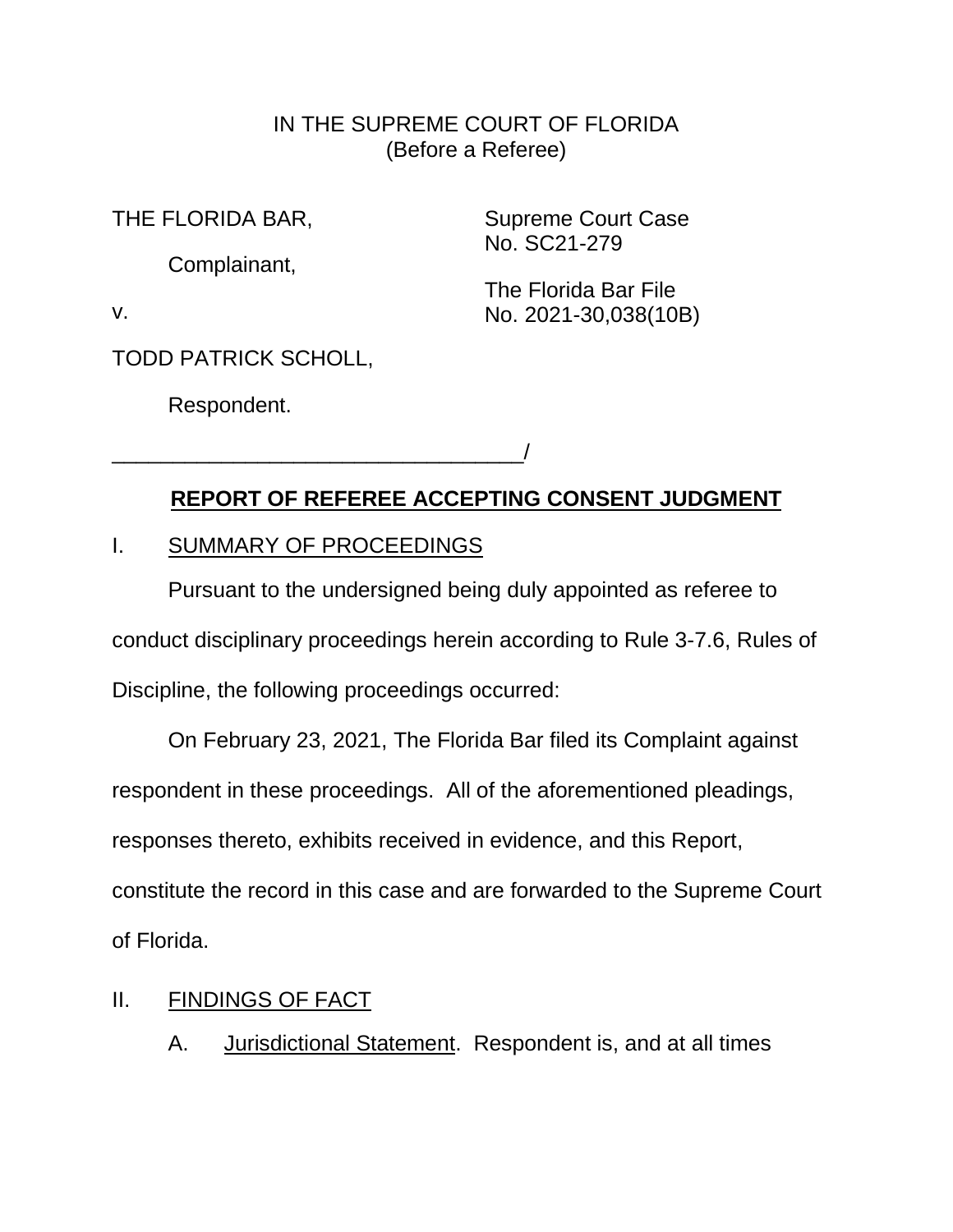IN THE SUPREME COURT OF FLORIDA
(Before a Referee)

THE FLORIDA BAR,

Complainant,

v.

TODD PATRICK SCHOLL,

Respondent.

___________________________________/

Supreme Court Case
No. SC21-279

The Florida Bar File
No. 2021-30,038(10B)

## REPORT OF REFEREE ACCEPTING CONSENT JUDGMENT

### I. SUMMARY OF PROCEEDINGS

Pursuant to the undersigned being duly appointed as referee to conduct disciplinary proceedings herein according to Rule 3-7.6, Rules of Discipline, the following proceedings occurred:

On February 23, 2021, The Florida Bar filed its Complaint against respondent in these proceedings. All of the aforementioned pleadings, responses thereto, exhibits received in evidence, and this Report, constitute the record in this case and are forwarded to the Supreme Court of Florida.

### II. FINDINGS OF FACT

A. Jurisdictional Statement. Respondent is, and at all times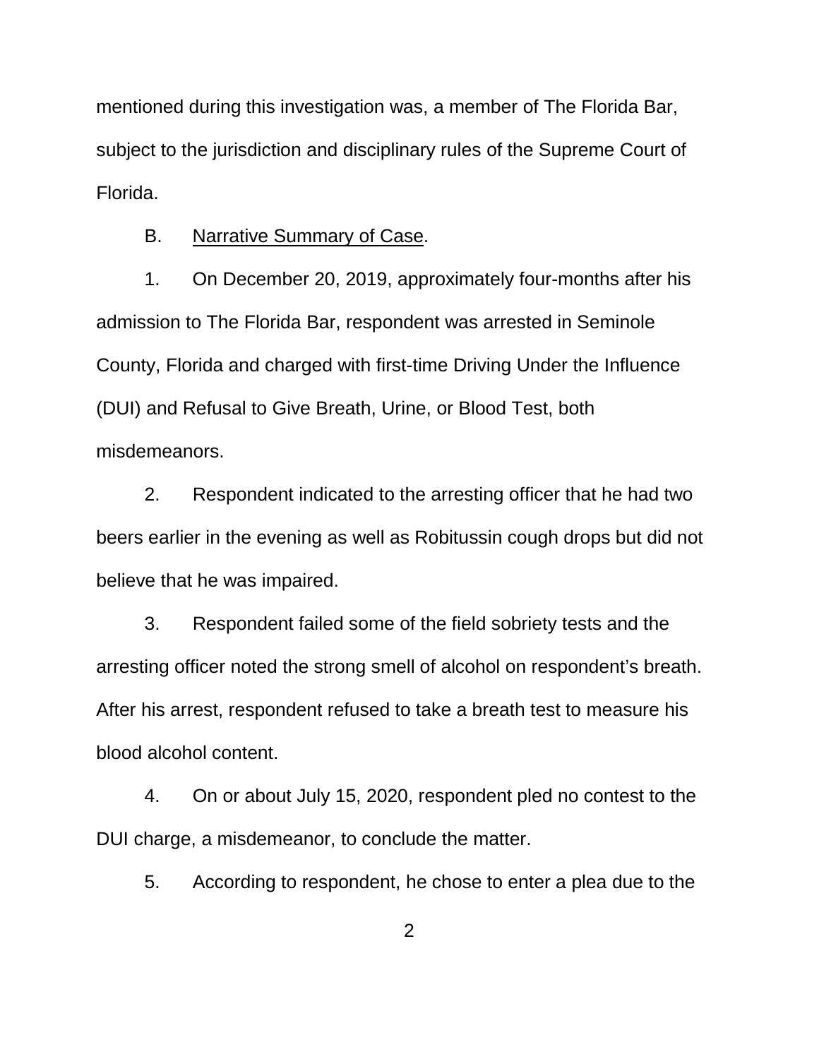mentioned during this investigation was, a member of The Florida Bar, subject to the jurisdiction and disciplinary rules of the Supreme Court of Florida.

B. Narrative Summary of Case.

1. On December 20, 2019, approximately four-months after his admission to The Florida Bar, respondent was arrested in Seminole County, Florida and charged with first-time Driving Under the Influence (DUI) and Refusal to Give Breath, Urine, or Blood Test, both misdemeanors.

2. Respondent indicated to the arresting officer that he had two beers earlier in the evening as well as Robitussin cough drops but did not believe that he was impaired.

3. Respondent failed some of the field sobriety tests and the arresting officer noted the strong smell of alcohol on respondent's breath. After his arrest, respondent refused to take a breath test to measure his blood alcohol content.

4. On or about July 15, 2020, respondent pled no contest to the DUI charge, a misdemeanor, to conclude the matter.

5. According to respondent, he chose to enter a plea due to the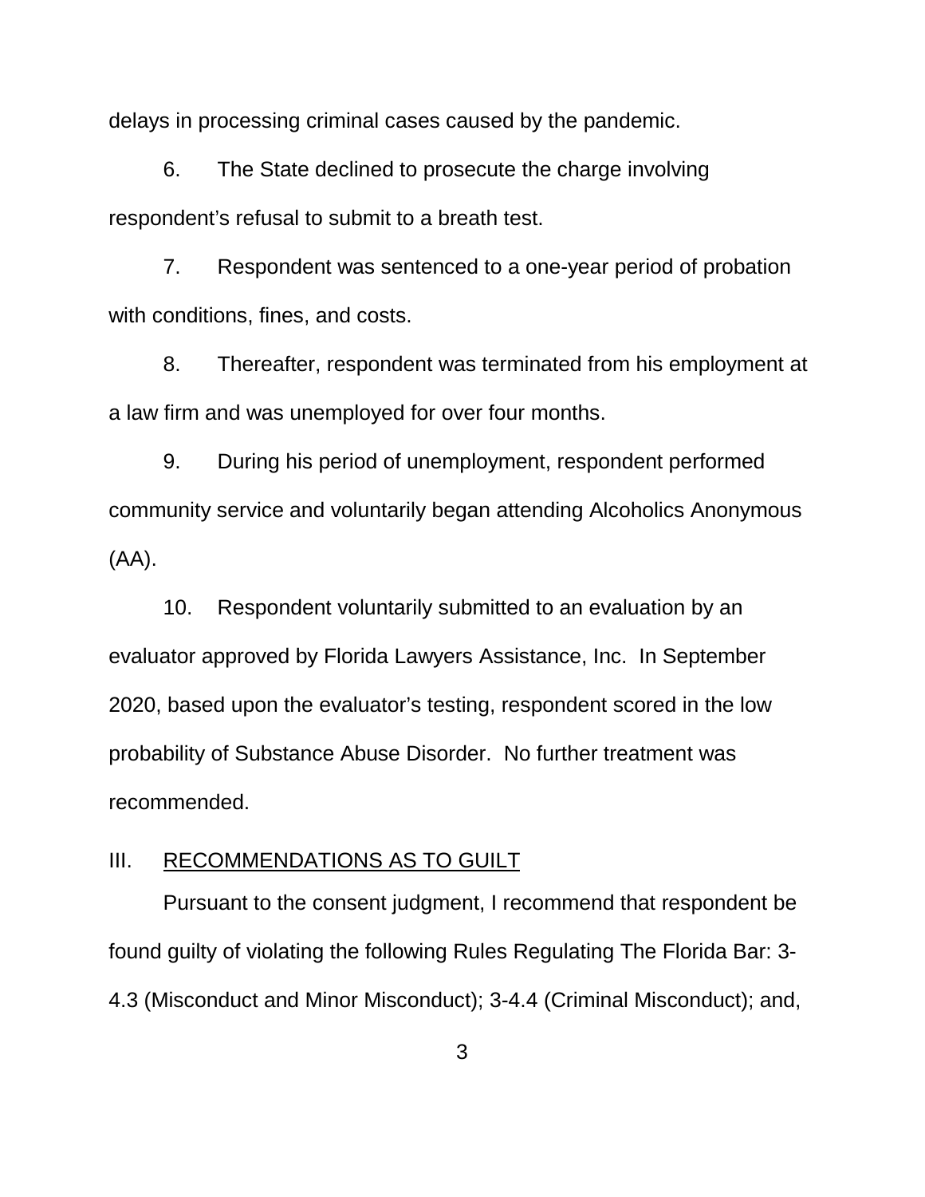delays in processing criminal cases caused by the pandemic.

6. The State declined to prosecute the charge involving respondent's refusal to submit to a breath test.

7. Respondent was sentenced to a one-year period of probation with conditions, fines, and costs.

8. Thereafter, respondent was terminated from his employment at a law firm and was unemployed for over four months.

9. During his period of unemployment, respondent performed community service and voluntarily began attending Alcoholics Anonymous (AA).

10. Respondent voluntarily submitted to an evaluation by an evaluator approved by Florida Lawyers Assistance, Inc. In September 2020, based upon the evaluator's testing, respondent scored in the low probability of Substance Abuse Disorder. No further treatment was recommended.

## III. RECOMMENDATIONS AS TO GUILT

Pursuant to the consent judgment, I recommend that respondent be found guilty of violating the following Rules Regulating The Florida Bar: 3-4.3 (Misconduct and Minor Misconduct); 3-4.4 (Criminal Misconduct); and,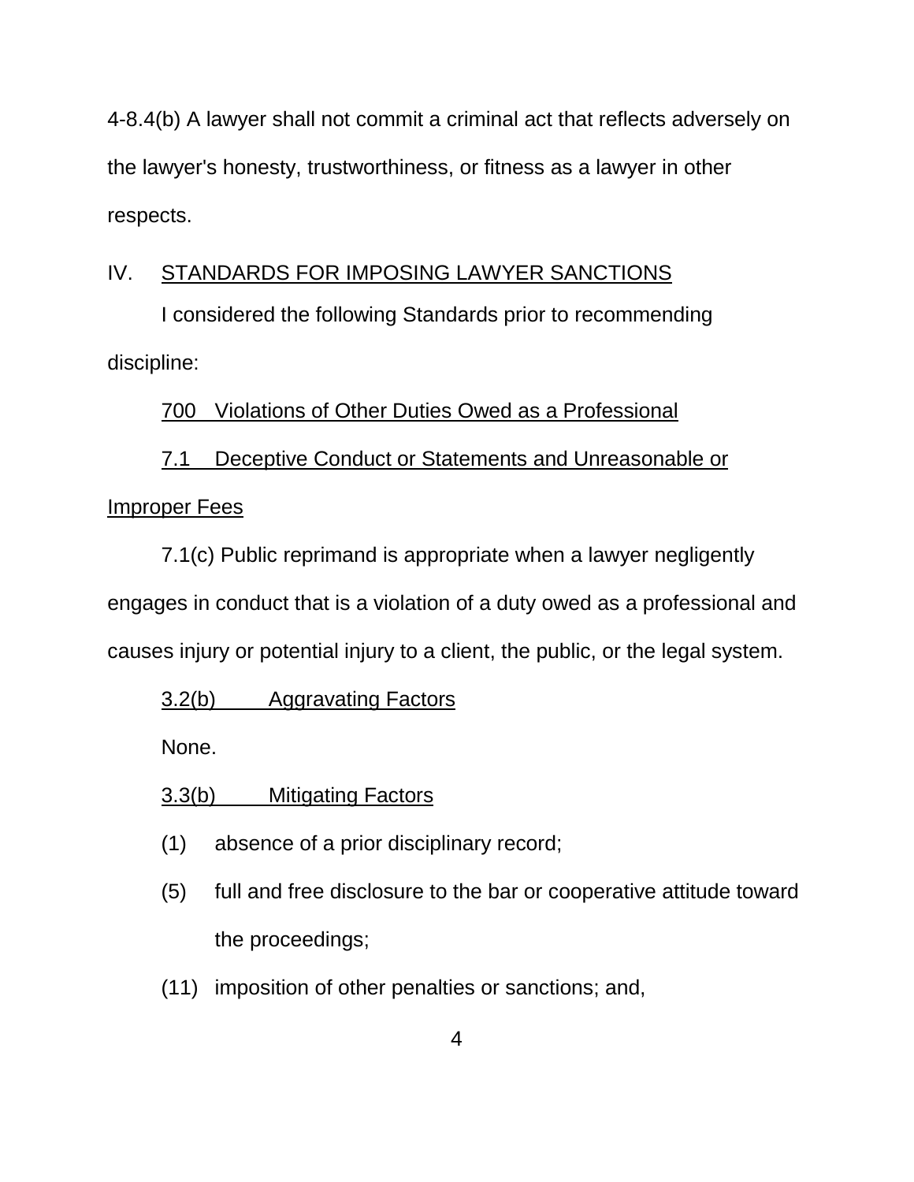4-8.4(b) A lawyer shall not commit a criminal act that reflects adversely on the lawyer's honesty, trustworthiness, or fitness as a lawyer in other respects.

## IV. STANDARDS FOR IMPOSING LAWYER SANCTIONS

I considered the following Standards prior to recommending discipline:

700 Violations of Other Duties Owed as a Professional

7.1 Deceptive Conduct or Statements and Unreasonable or Improper Fees

7.1(c) Public reprimand is appropriate when a lawyer negligently engages in conduct that is a violation of a duty owed as a professional and causes injury or potential injury to a client, the public, or the legal system.

3.2(b) Aggravating Factors

None.

3.3(b) Mitigating Factors

(1) absence of a prior disciplinary record;

(5) full and free disclosure to the bar or cooperative attitude toward the proceedings;

(11) imposition of other penalties or sanctions; and,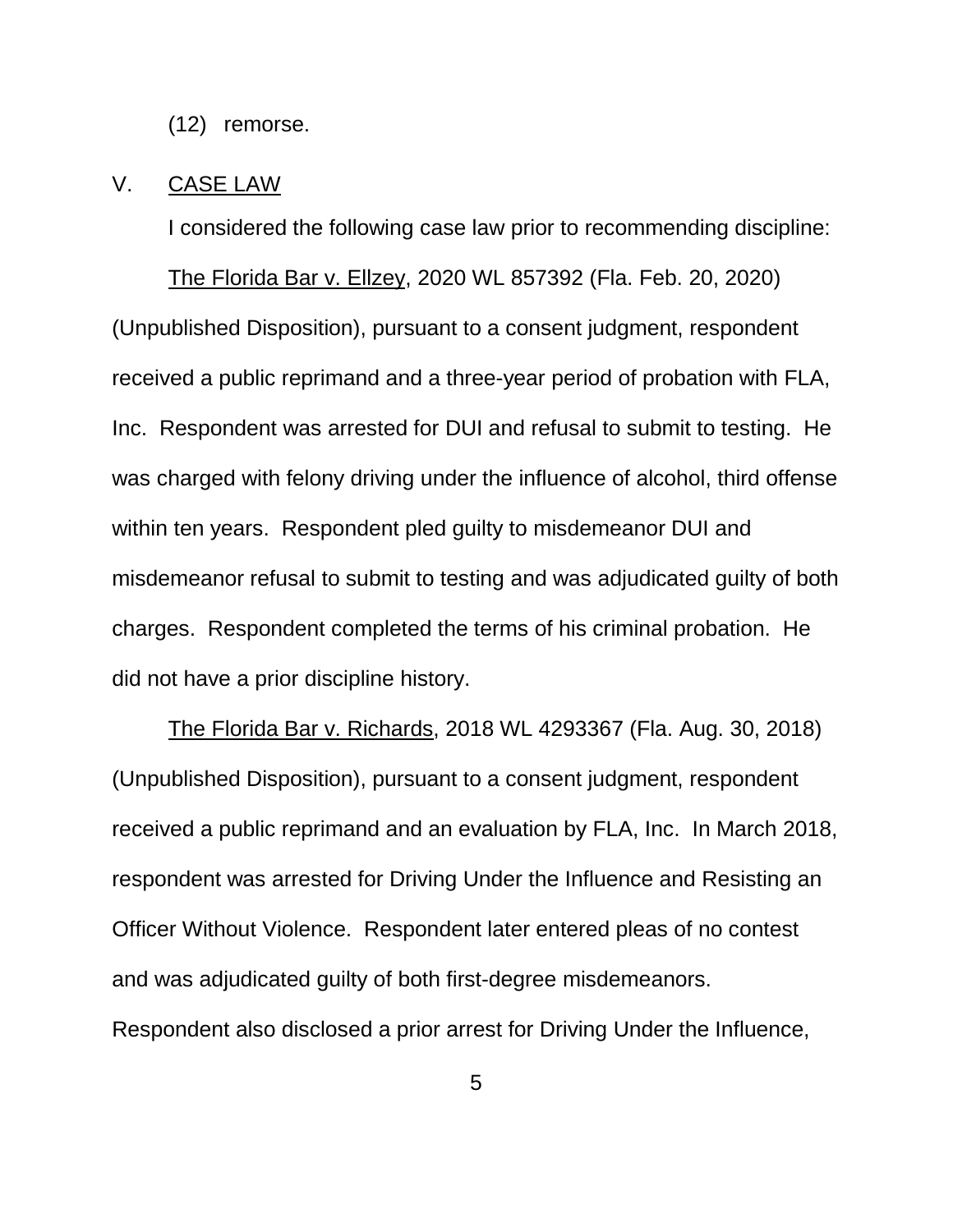(12) remorse.

## V. CASE LAW

I considered the following case law prior to recommending discipline:

The Florida Bar v. Ellzey, 2020 WL 857392 (Fla. Feb. 20, 2020) (Unpublished Disposition), pursuant to a consent judgment, respondent received a public reprimand and a three-year period of probation with FLA, Inc. Respondent was arrested for DUI and refusal to submit to testing. He was charged with felony driving under the influence of alcohol, third offense within ten years. Respondent pled guilty to misdemeanor DUI and misdemeanor refusal to submit to testing and was adjudicated guilty of both charges. Respondent completed the terms of his criminal probation. He did not have a prior discipline history.

The Florida Bar v. Richards, 2018 WL 4293367 (Fla. Aug. 30, 2018) (Unpublished Disposition), pursuant to a consent judgment, respondent received a public reprimand and an evaluation by FLA, Inc. In March 2018, respondent was arrested for Driving Under the Influence and Resisting an Officer Without Violence. Respondent later entered pleas of no contest and was adjudicated guilty of both first-degree misdemeanors. Respondent also disclosed a prior arrest for Driving Under the Influence,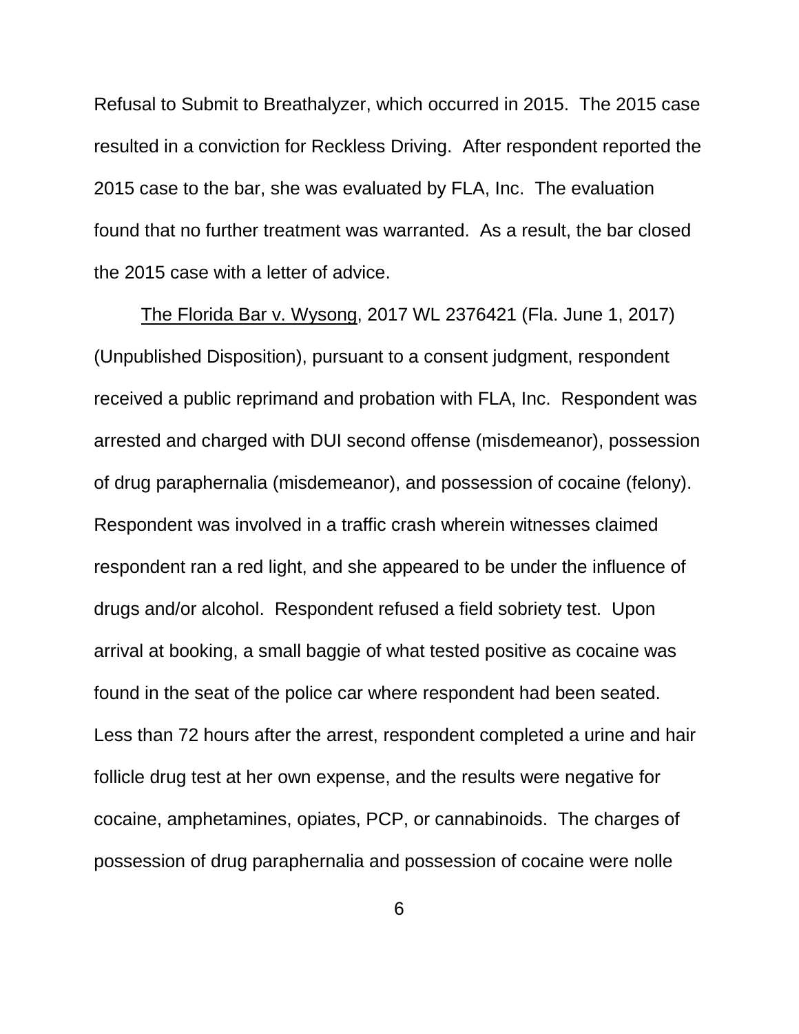Refusal to Submit to Breathalyzer, which occurred in 2015. The 2015 case resulted in a conviction for Reckless Driving. After respondent reported the 2015 case to the bar, she was evaluated by FLA, Inc. The evaluation found that no further treatment was warranted. As a result, the bar closed the 2015 case with a letter of advice.

The Florida Bar v. Wysong, 2017 WL 2376421 (Fla. June 1, 2017) (Unpublished Disposition), pursuant to a consent judgment, respondent received a public reprimand and probation with FLA, Inc. Respondent was arrested and charged with DUI second offense (misdemeanor), possession of drug paraphernalia (misdemeanor), and possession of cocaine (felony). Respondent was involved in a traffic crash wherein witnesses claimed respondent ran a red light, and she appeared to be under the influence of drugs and/or alcohol. Respondent refused a field sobriety test. Upon arrival at booking, a small baggie of what tested positive as cocaine was found in the seat of the police car where respondent had been seated. Less than 72 hours after the arrest, respondent completed a urine and hair follicle drug test at her own expense, and the results were negative for cocaine, amphetamines, opiates, PCP, or cannabinoids. The charges of possession of drug paraphernalia and possession of cocaine were nolle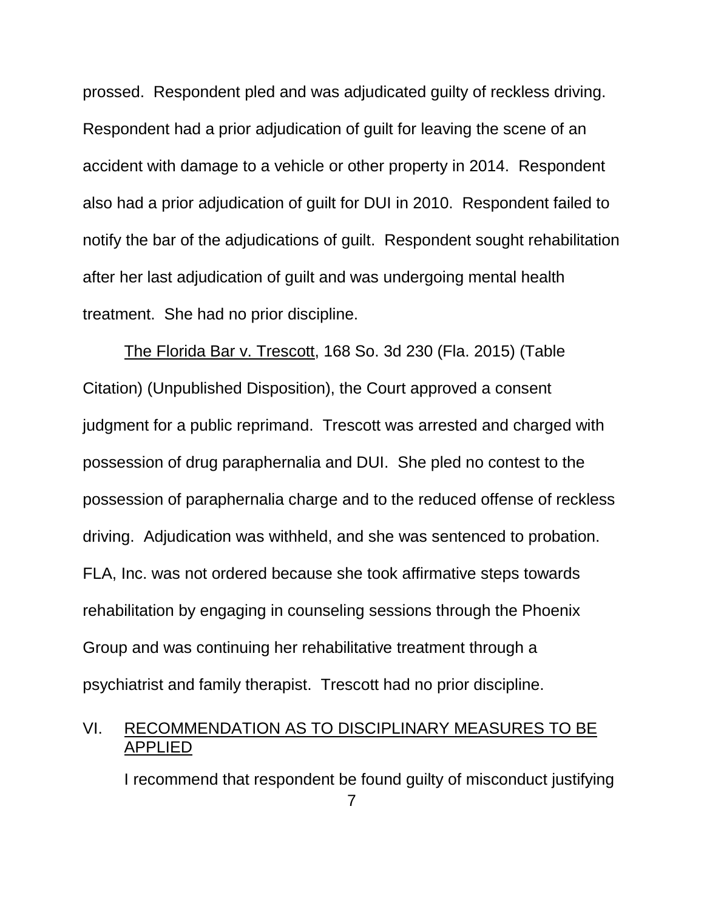prossed. Respondent pled and was adjudicated guilty of reckless driving. Respondent had a prior adjudication of guilt for leaving the scene of an accident with damage to a vehicle or other property in 2014. Respondent also had a prior adjudication of guilt for DUI in 2010. Respondent failed to notify the bar of the adjudications of guilt. Respondent sought rehabilitation after her last adjudication of guilt and was undergoing mental health treatment. She had no prior discipline.

The Florida Bar v. Trescott, 168 So. 3d 230 (Fla. 2015) (Table Citation) (Unpublished Disposition), the Court approved a consent judgment for a public reprimand. Trescott was arrested and charged with possession of drug paraphernalia and DUI. She pled no contest to the possession of paraphernalia charge and to the reduced offense of reckless driving. Adjudication was withheld, and she was sentenced to probation. FLA, Inc. was not ordered because she took affirmative steps towards rehabilitation by engaging in counseling sessions through the Phoenix Group and was continuing her rehabilitative treatment through a psychiatrist and family therapist. Trescott had no prior discipline.

## VI. RECOMMENDATION AS TO DISCIPLINARY MEASURES TO BE APPLIED

I recommend that respondent be found guilty of misconduct justifying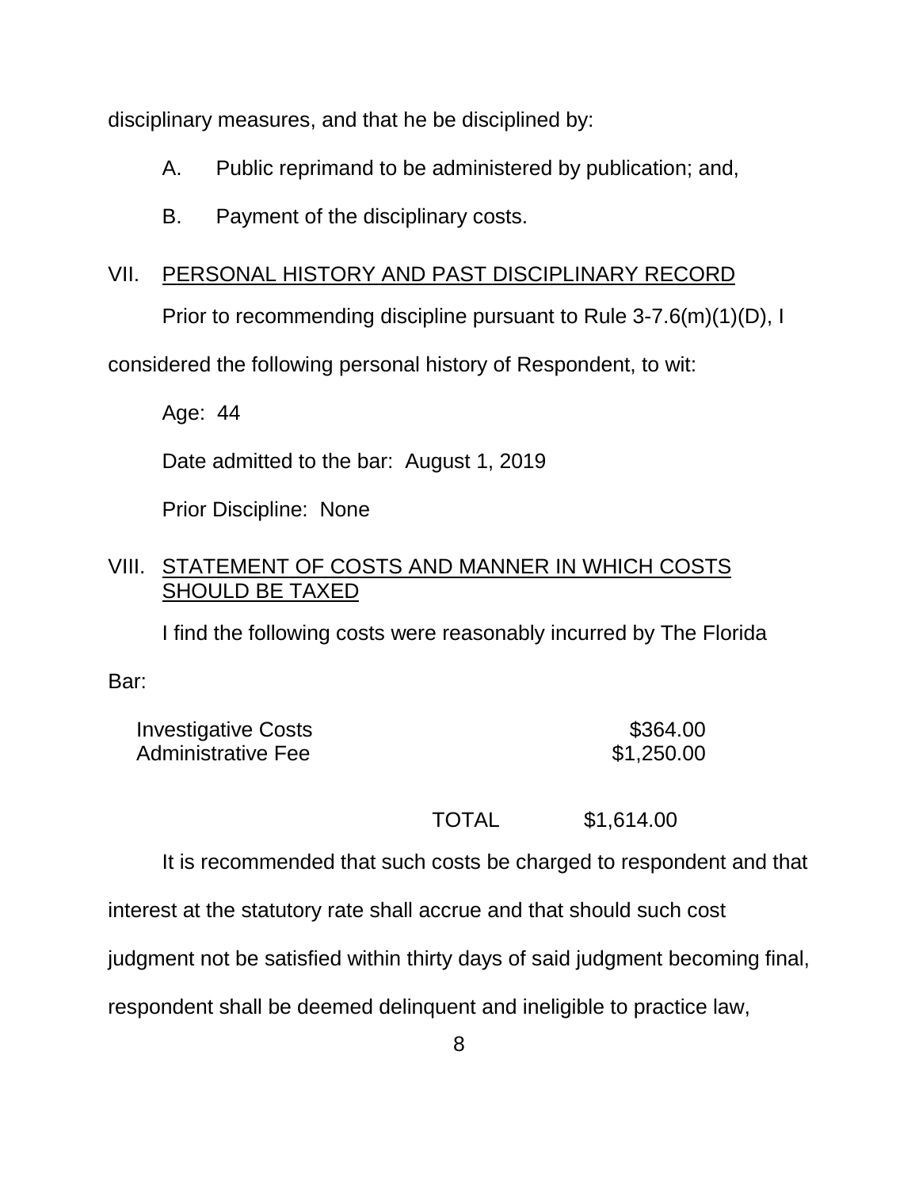disciplinary measures, and that he be disciplined by:

A. Public reprimand to be administered by publication; and,

B. Payment of the disciplinary costs.

## VII. PERSONAL HISTORY AND PAST DISCIPLINARY RECORD

Prior to recommending discipline pursuant to Rule 3-7.6(m)(1)(D), I considered the following personal history of Respondent, to wit:

Age: 44

Date admitted to the bar: August 1, 2019

Prior Discipline: None

## VIII. STATEMENT OF COSTS AND MANNER IN WHICH COSTS SHOULD BE TAXED

I find the following costs were reasonably incurred by The Florida Bar:

| | |
|---|---|
| Investigative Costs | \$364.00 |
| Administrative Fee | \$1,250.00 |
| TOTAL | \$1,614.00 |

It is recommended that such costs be charged to respondent and that interest at the statutory rate shall accrue and that should such cost judgment not be satisfied within thirty days of said judgment becoming final, respondent shall be deemed delinquent and ineligible to practice law,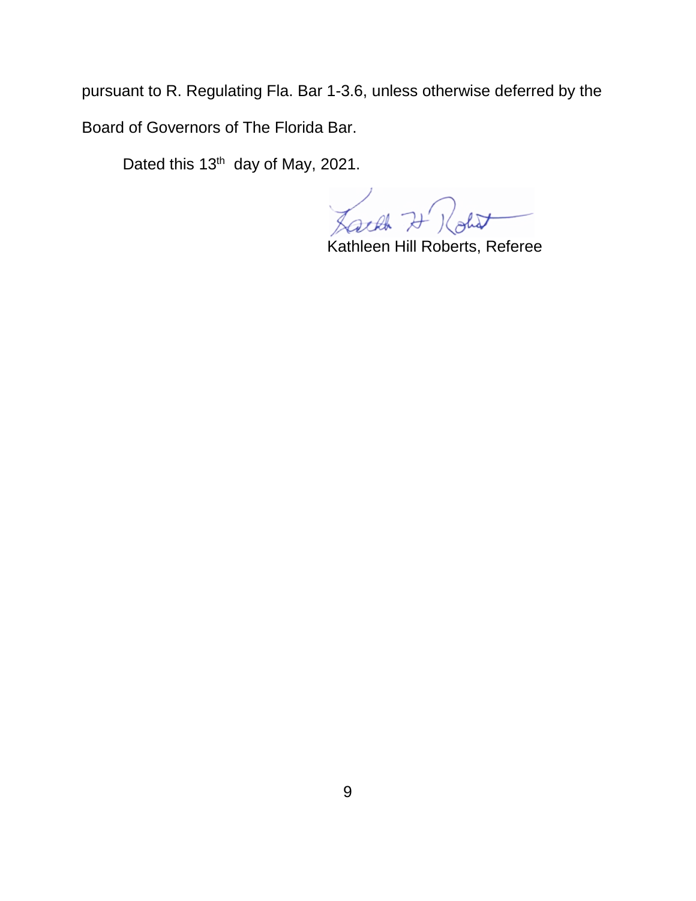pursuant to R. Regulating Fla. Bar 1-3.6, unless otherwise deferred by the Board of Governors of The Florida Bar.

Dated this 13th day of May, 2021.

Kathleen Hill Roberts, Referee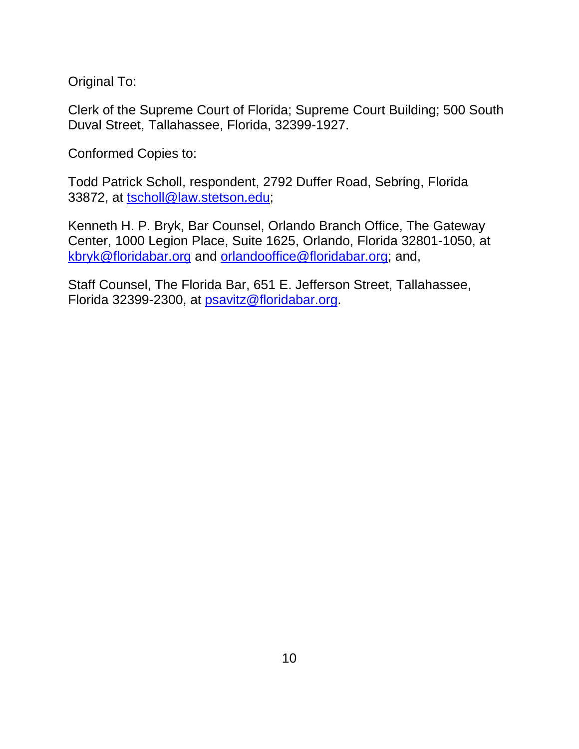Original To:

Clerk of the Supreme Court of Florida; Supreme Court Building; 500 South Duval Street, Tallahassee, Florida, 32399-1927.

Conformed Copies to:

Todd Patrick Scholl, respondent, 2792 Duffer Road, Sebring, Florida 33872, at tscholl@law.stetson.edu;

Kenneth H. P. Bryk, Bar Counsel, Orlando Branch Office, The Gateway Center, 1000 Legion Place, Suite 1625, Orlando, Florida 32801-1050, at kbryk@floridabar.org and orlandooffice@floridabar.org; and,

Staff Counsel, The Florida Bar, 651 E. Jefferson Street, Tallahassee, Florida 32399-2300, at psavitz@floridabar.org.